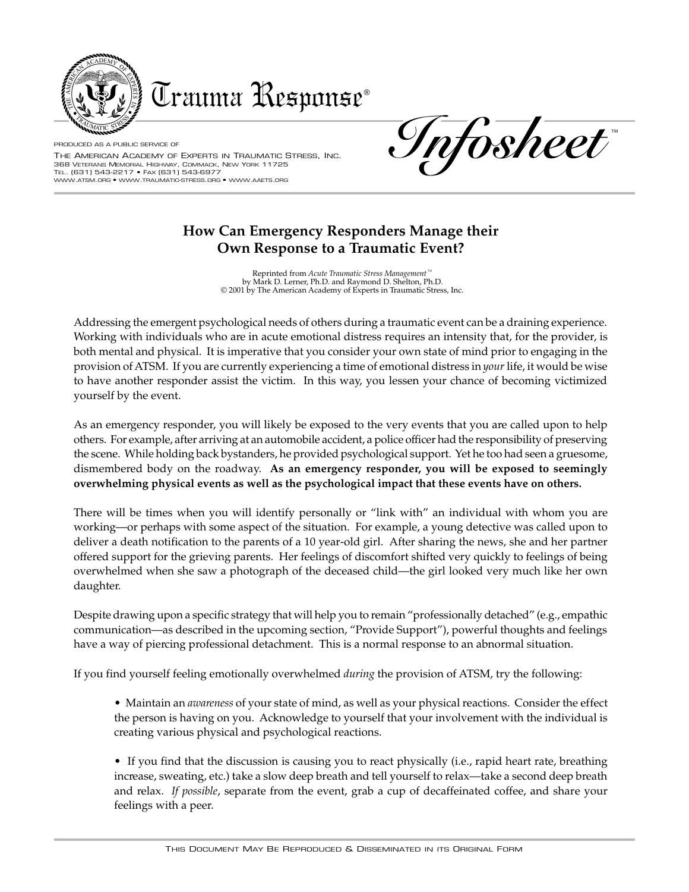# Trauma Response®

PRODUCED AS A PUBLIC SERVICE OF
THE AMERICAN ACADEMY OF EXPERTS IN TRAUMATIC STRESS, INC.
368 VETERANS MEMORIAL HIGHWAY, COMMACK, NEW YORK 11725
TEL. (631) 543-2217 • FAX (631) 543-6977
WWW.ATSM.ORG • WWW.TRAUMATIC-STRESS.ORG • WWW.AAETS.ORG

*Infosheet*™

## How Can Emergency Responders Manage their Own Response to a Traumatic Event?

Reprinted from *Acute Traumatic Stress Management*™
by Mark D. Lerner, Ph.D. and Raymond D. Shelton, Ph.D.
© 2001 by The American Academy of Experts in Traumatic Stress, Inc.

Addressing the emergent psychological needs of others during a traumatic event can be a draining experience. Working with individuals who are in acute emotional distress requires an intensity that, for the provider, is both mental and physical. It is imperative that you consider your own state of mind prior to engaging in the provision of ATSM. If you are currently experiencing a time of emotional distress in *your* life, it would be wise to have another responder assist the victim. In this way, you lessen your chance of becoming victimized yourself by the event.

As an emergency responder, you will likely be exposed to the very events that you are called upon to help others. For example, after arriving at an automobile accident, a police officer had the responsibility of preserving the scene. While holding back bystanders, he provided psychological support. Yet he too had seen a gruesome, dismembered body on the roadway. **As an emergency responder, you will be exposed to seemingly overwhelming physical events as well as the psychological impact that these events have on others.**

There will be times when you will identify personally or "link with" an individual with whom you are working—or perhaps with some aspect of the situation. For example, a young detective was called upon to deliver a death notification to the parents of a 10 year-old girl. After sharing the news, she and her partner offered support for the grieving parents. Her feelings of discomfort shifted very quickly to feelings of being overwhelmed when she saw a photograph of the deceased child—the girl looked very much like her own daughter.

Despite drawing upon a specific strategy that will help you to remain "professionally detached" (e.g., empathic communication—as described in the upcoming section, "Provide Support"), powerful thoughts and feelings have a way of piercing professional detachment. This is a normal response to an abnormal situation.

If you find yourself feeling emotionally overwhelmed *during* the provision of ATSM, try the following:

- Maintain an *awareness* of your state of mind, as well as your physical reactions. Consider the effect the person is having on you. Acknowledge to yourself that your involvement with the individual is creating various physical and psychological reactions.

- If you find that the discussion is causing you to react physically (i.e., rapid heart rate, breathing increase, sweating, etc.) take a slow deep breath and tell yourself to relax—take a second deep breath and relax. *If possible*, separate from the event, grab a cup of decaffeinated coffee, and share your feelings with a peer.

THIS DOCUMENT MAY BE REPRODUCED & DISSEMINATED IN ITS ORIGINAL FORM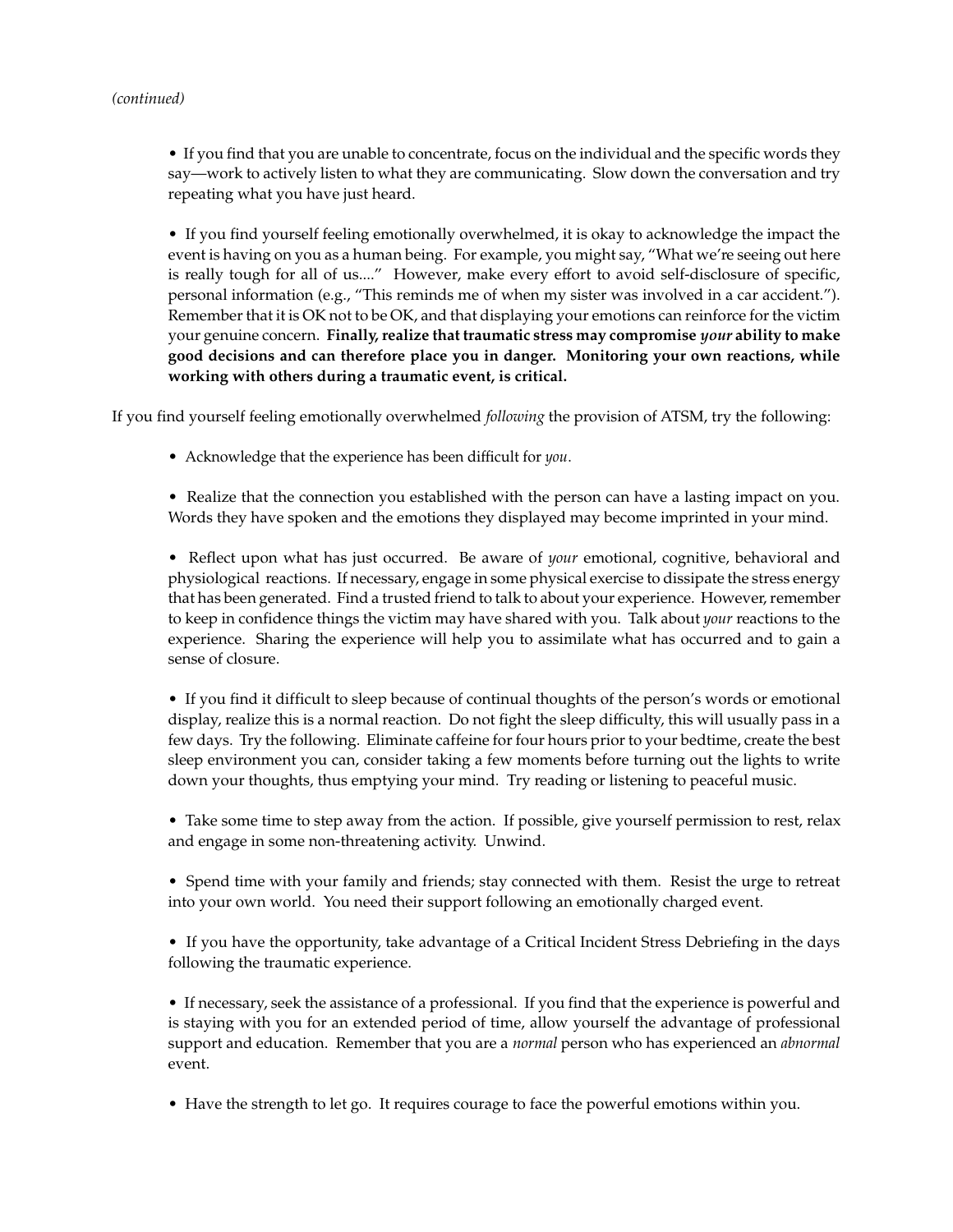*(continued)*

- If you find that you are unable to concentrate, focus on the individual and the specific words they say—work to actively listen to what they are communicating. Slow down the conversation and try repeating what you have just heard.

- If you find yourself feeling emotionally overwhelmed, it is okay to acknowledge the impact the event is having on you as a human being. For example, you might say, "What we're seeing out here is really tough for all of us...." However, make every effort to avoid self-disclosure of specific, personal information (e.g., "This reminds me of when my sister was involved in a car accident."). Remember that it is OK not to be OK, and that displaying your emotions can reinforce for the victim your genuine concern. **Finally, realize that traumatic stress may compromise *your* ability to make good decisions and can therefore place you in danger. Monitoring your own reactions, while working with others during a traumatic event, is critical.**

If you find yourself feeling emotionally overwhelmed *following* the provision of ATSM, try the following:

- Acknowledge that the experience has been difficult for *you*.

- Realize that the connection you established with the person can have a lasting impact on you. Words they have spoken and the emotions they displayed may become imprinted in your mind.

- Reflect upon what has just occurred. Be aware of *your* emotional, cognitive, behavioral and physiological reactions. If necessary, engage in some physical exercise to dissipate the stress energy that has been generated. Find a trusted friend to talk to about your experience. However, remember to keep in confidence things the victim may have shared with you. Talk about *your* reactions to the experience. Sharing the experience will help you to assimilate what has occurred and to gain a sense of closure.

- If you find it difficult to sleep because of continual thoughts of the person's words or emotional display, realize this is a normal reaction. Do not fight the sleep difficulty, this will usually pass in a few days. Try the following. Eliminate caffeine for four hours prior to your bedtime, create the best sleep environment you can, consider taking a few moments before turning out the lights to write down your thoughts, thus emptying your mind. Try reading or listening to peaceful music.

- Take some time to step away from the action. If possible, give yourself permission to rest, relax and engage in some non-threatening activity. Unwind.

- Spend time with your family and friends; stay connected with them. Resist the urge to retreat into your own world. You need their support following an emotionally charged event.

- If you have the opportunity, take advantage of a Critical Incident Stress Debriefing in the days following the traumatic experience.

- If necessary, seek the assistance of a professional. If you find that the experience is powerful and is staying with you for an extended period of time, allow yourself the advantage of professional support and education. Remember that you are a *normal* person who has experienced an *abnormal* event.

- Have the strength to let go. It requires courage to face the powerful emotions within you.